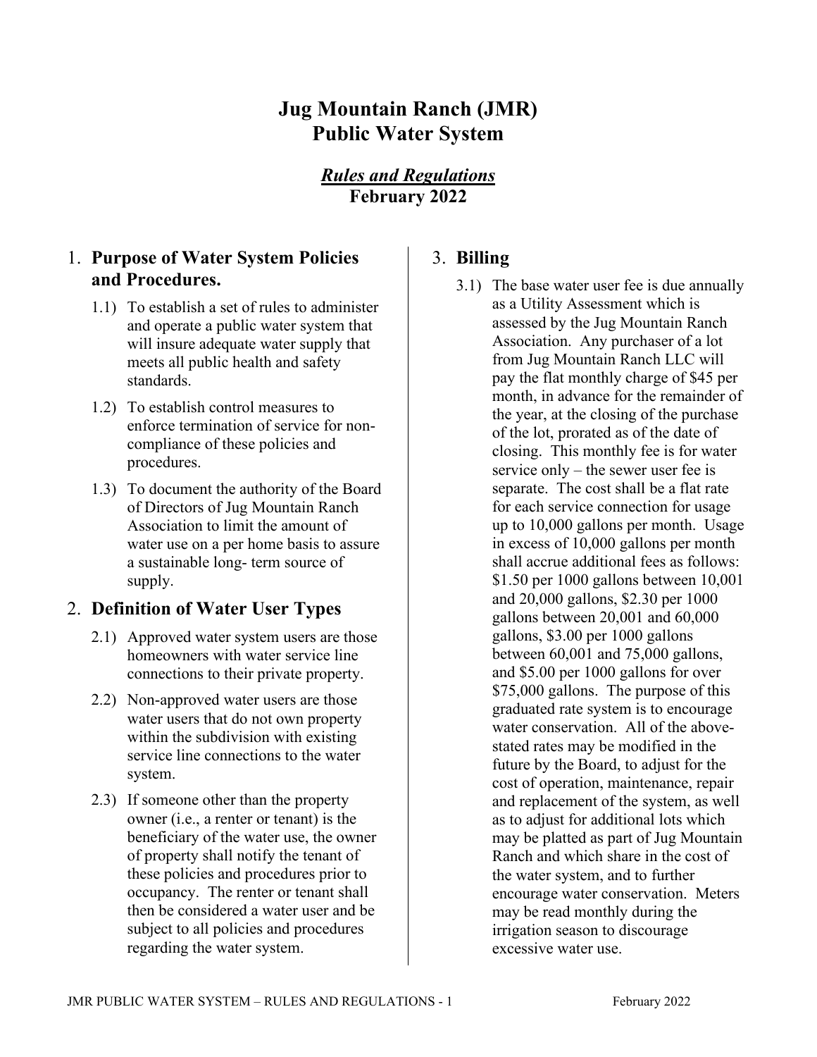# Jug Mountain Ranch (JMR)
# Public Water System

## *Rules and Regulations*
## February 2022

### 1. Purpose of Water System Policies and Procedures.

1.1) To establish a set of rules to administer and operate a public water system that will insure adequate water supply that meets all public health and safety standards.

1.2) To establish control measures to enforce termination of service for non-compliance of these policies and procedures.

1.3) To document the authority of the Board of Directors of Jug Mountain Ranch Association to limit the amount of water use on a per home basis to assure a sustainable long- term source of supply.

### 2. Definition of Water User Types

2.1) Approved water system users are those homeowners with water service line connections to their private property.

2.2) Non-approved water users are those water users that do not own property within the subdivision with existing service line connections to the water system.

2.3) If someone other than the property owner (i.e., a renter or tenant) is the beneficiary of the water use, the owner of property shall notify the tenant of these policies and procedures prior to occupancy. The renter or tenant shall then be considered a water user and be subject to all policies and procedures regarding the water system.

### 3. Billing

3.1) The base water user fee is due annually as a Utility Assessment which is assessed by the Jug Mountain Ranch Association. Any purchaser of a lot from Jug Mountain Ranch LLC will pay the flat monthly charge of $45 per month, in advance for the remainder of the year, at the closing of the purchase of the lot, prorated as of the date of closing. This monthly fee is for water service only – the sewer user fee is separate. The cost shall be a flat rate for each service connection for usage up to 10,000 gallons per month. Usage in excess of 10,000 gallons per month shall accrue additional fees as follows: $1.50 per 1000 gallons between 10,001 and 20,000 gallons, $2.30 per 1000 gallons between 20,001 and 60,000 gallons, $3.00 per 1000 gallons between 60,001 and 75,000 gallons, and $5.00 per 1000 gallons for over $75,000 gallons. The purpose of this graduated rate system is to encourage water conservation. All of the above-stated rates may be modified in the future by the Board, to adjust for the cost of operation, maintenance, repair and replacement of the system, as well as to adjust for additional lots which may be platted as part of Jug Mountain Ranch and which share in the cost of the water system, and to further encourage water conservation. Meters may be read monthly during the irrigation season to discourage excessive water use.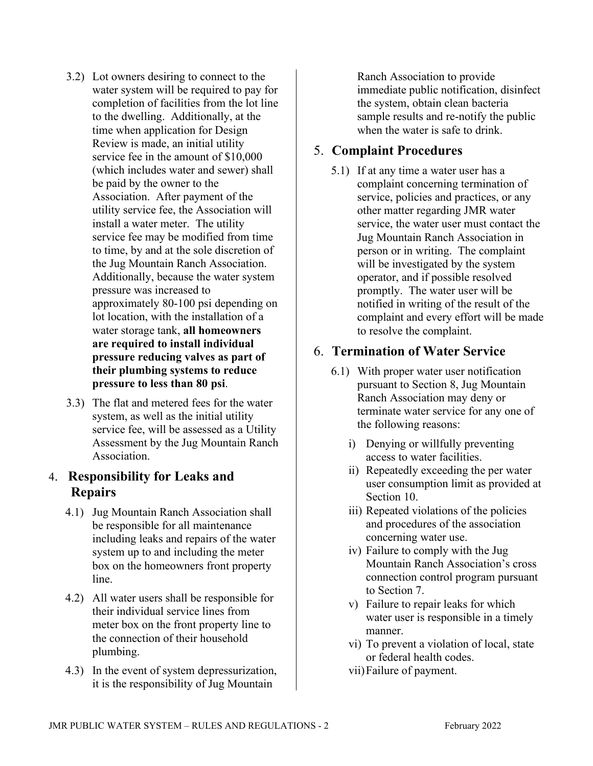3.2) Lot owners desiring to connect to the water system will be required to pay for completion of facilities from the lot line to the dwelling. Additionally, at the time when application for Design Review is made, an initial utility service fee in the amount of $10,000 (which includes water and sewer) shall be paid by the owner to the Association. After payment of the utility service fee, the Association will install a water meter. The utility service fee may be modified from time to time, by and at the sole discretion of the Jug Mountain Ranch Association. Additionally, because the water system pressure was increased to approximately 80-100 psi depending on lot location, with the installation of a water storage tank, **all homeowners are required to install individual pressure reducing valves as part of their plumbing systems to reduce pressure to less than 80 psi**.

3.3) The flat and metered fees for the water system, as well as the initial utility service fee, will be assessed as a Utility Assessment by the Jug Mountain Ranch Association.

## 4. Responsibility for Leaks and Repairs

4.1) Jug Mountain Ranch Association shall be responsible for all maintenance including leaks and repairs of the water system up to and including the meter box on the homeowners front property line.

4.2) All water users shall be responsible for their individual service lines from meter box on the front property line to the connection of their household plumbing.

4.3) In the event of system depressurization, it is the responsibility of Jug Mountain Ranch Association to provide immediate public notification, disinfect the system, obtain clean bacteria sample results and re-notify the public when the water is safe to drink.

## 5. Complaint Procedures

5.1) If at any time a water user has a complaint concerning termination of service, policies and practices, or any other matter regarding JMR water service, the water user must contact the Jug Mountain Ranch Association in person or in writing. The complaint will be investigated by the system operator, and if possible resolved promptly. The water user will be notified in writing of the result of the complaint and every effort will be made to resolve the complaint.

## 6. Termination of Water Service

6.1) With proper water user notification pursuant to Section 8, Jug Mountain Ranch Association may deny or terminate water service for any one of the following reasons:

i) Denying or willfully preventing access to water facilities.
ii) Repeatedly exceeding the per water user consumption limit as provided at Section 10.
iii) Repeated violations of the policies and procedures of the association concerning water use.
iv) Failure to comply with the Jug Mountain Ranch Association's cross connection control program pursuant to Section 7.
v) Failure to repair leaks for which water user is responsible in a timely manner.
vi) To prevent a violation of local, state or federal health codes.
vii) Failure of payment.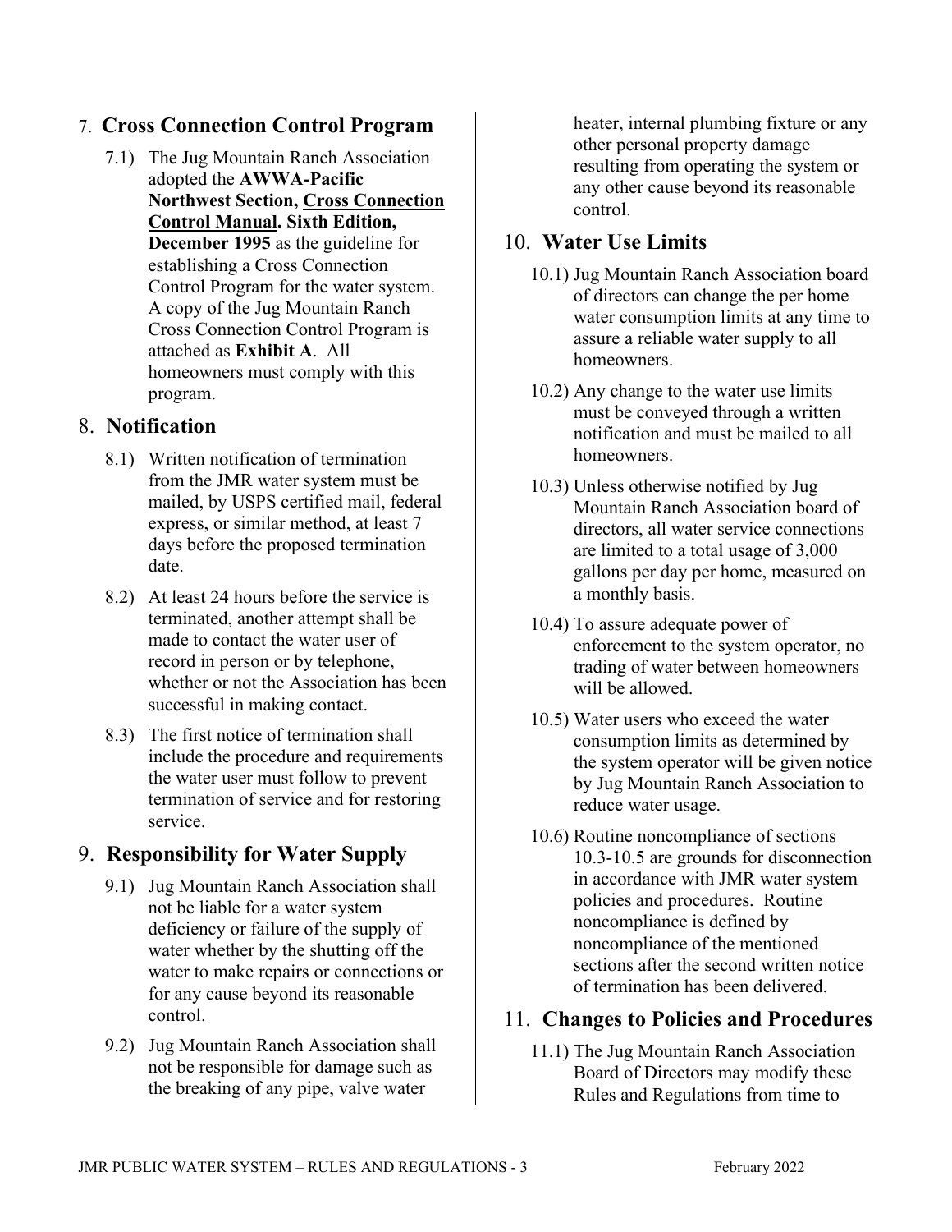## 7. Cross Connection Control Program

7.1) The Jug Mountain Ranch Association adopted the **AWWA-Pacific Northwest Section, <u>Cross Connection Control Manual</u>. Sixth Edition, December 1995** as the guideline for establishing a Cross Connection Control Program for the water system. A copy of the Jug Mountain Ranch Cross Connection Control Program is attached as **Exhibit A**. All homeowners must comply with this program.

## 8. Notification

8.1) Written notification of termination from the JMR water system must be mailed, by USPS certified mail, federal express, or similar method, at least 7 days before the proposed termination date.

8.2) At least 24 hours before the service is terminated, another attempt shall be made to contact the water user of record in person or by telephone, whether or not the Association has been successful in making contact.

8.3) The first notice of termination shall include the procedure and requirements the water user must follow to prevent termination of service and for restoring service.

## 9. Responsibility for Water Supply

9.1) Jug Mountain Ranch Association shall not be liable for a water system deficiency or failure of the supply of water whether by the shutting off the water to make repairs or connections or for any cause beyond its reasonable control.

9.2) Jug Mountain Ranch Association shall not be responsible for damage such as the breaking of any pipe, valve water heater, internal plumbing fixture or any other personal property damage resulting from operating the system or any other cause beyond its reasonable control.

## 10. Water Use Limits

10.1) Jug Mountain Ranch Association board of directors can change the per home water consumption limits at any time to assure a reliable water supply to all homeowners.

10.2) Any change to the water use limits must be conveyed through a written notification and must be mailed to all homeowners.

10.3) Unless otherwise notified by Jug Mountain Ranch Association board of directors, all water service connections are limited to a total usage of 3,000 gallons per day per home, measured on a monthly basis.

10.4) To assure adequate power of enforcement to the system operator, no trading of water between homeowners will be allowed.

10.5) Water users who exceed the water consumption limits as determined by the system operator will be given notice by Jug Mountain Ranch Association to reduce water usage.

10.6) Routine noncompliance of sections 10.3-10.5 are grounds for disconnection in accordance with JMR water system policies and procedures. Routine noncompliance is defined by noncompliance of the mentioned sections after the second written notice of termination has been delivered.

## 11. Changes to Policies and Procedures

11.1) The Jug Mountain Ranch Association Board of Directors may modify these Rules and Regulations from time to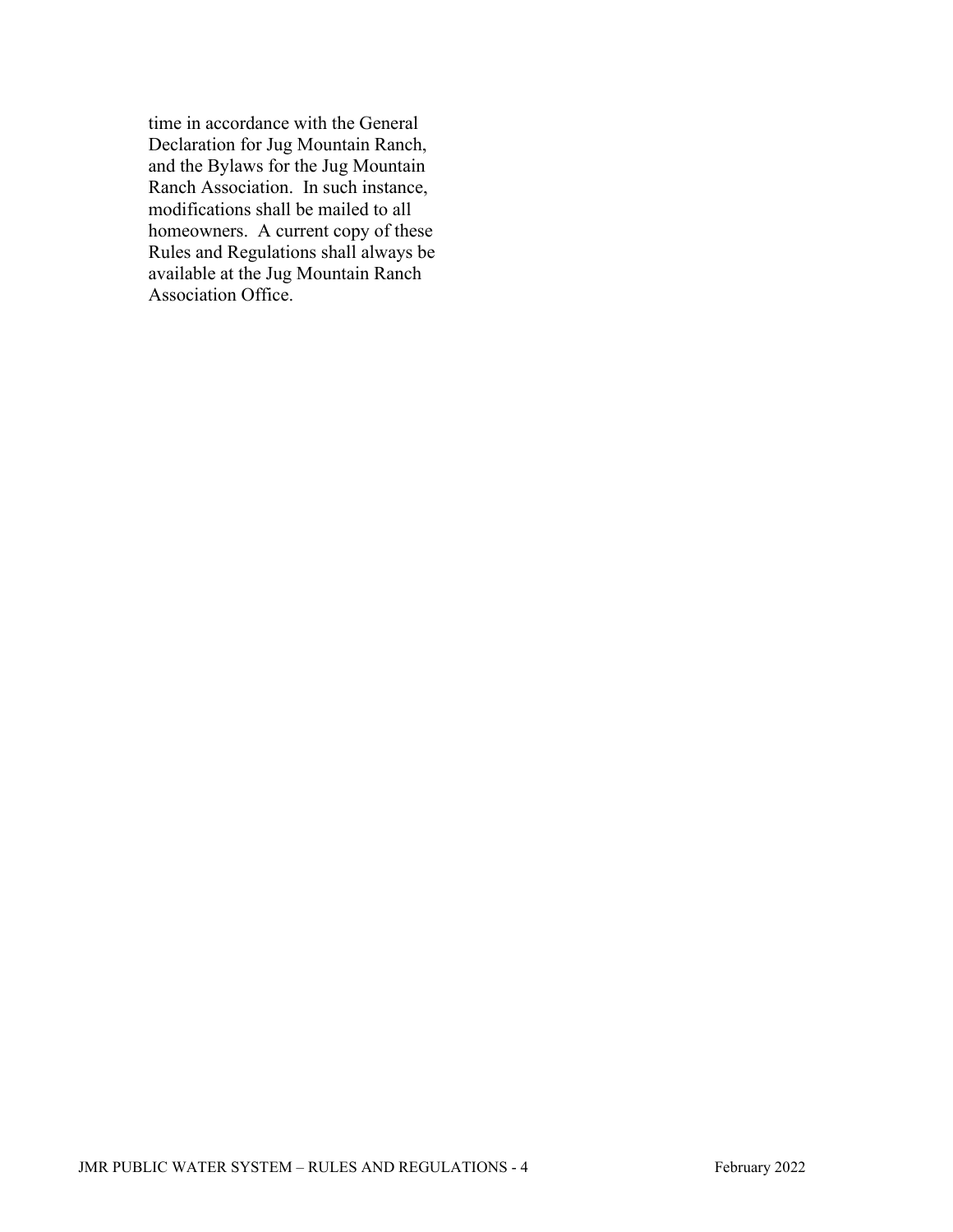time in accordance with the General Declaration for Jug Mountain Ranch, and the Bylaws for the Jug Mountain Ranch Association. In such instance, modifications shall be mailed to all homeowners. A current copy of these Rules and Regulations shall always be available at the Jug Mountain Ranch Association Office.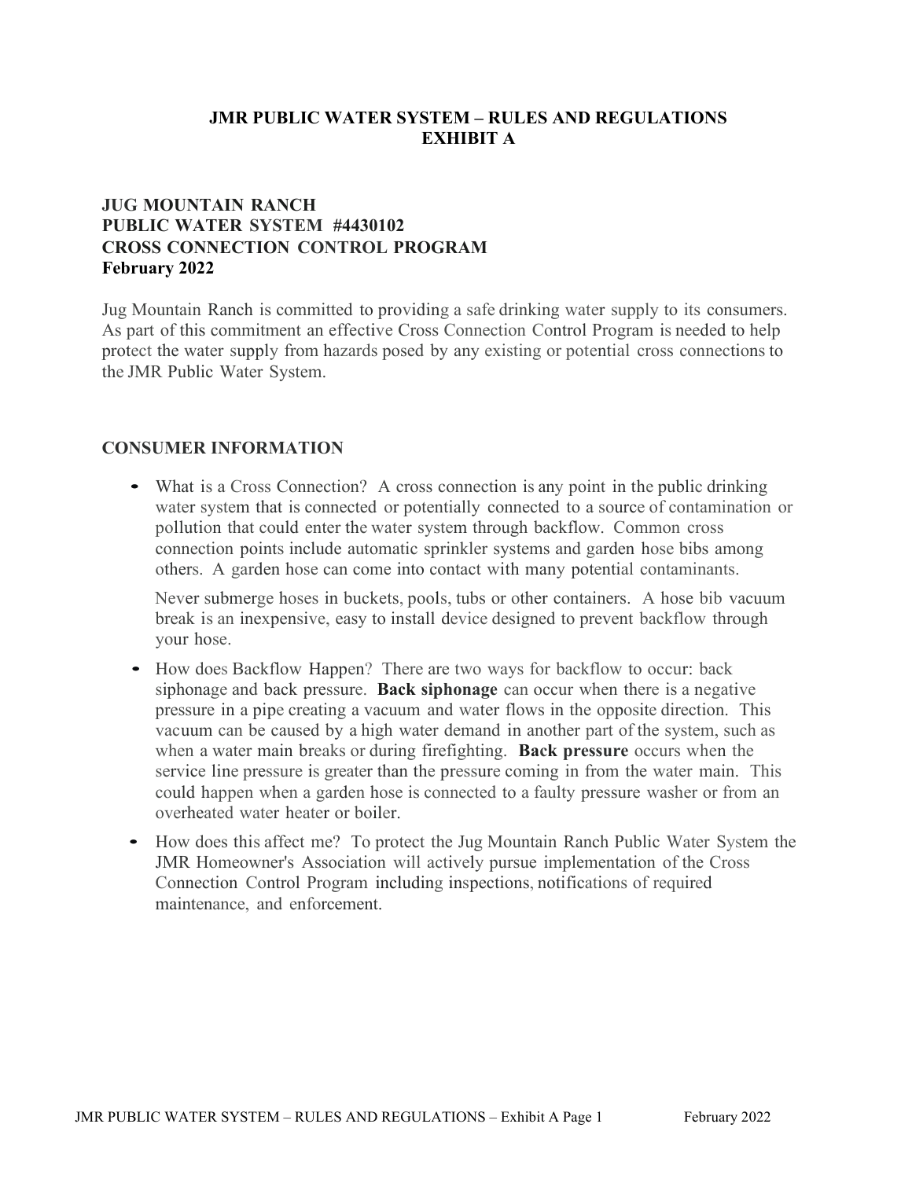# JMR PUBLIC WATER SYSTEM – RULES AND REGULATIONS
# EXHIBIT A

## JUG MOUNTAIN RANCH
## PUBLIC WATER SYSTEM #4430102
## CROSS CONNECTION CONTROL PROGRAM
## February 2022

Jug Mountain Ranch is committed to providing a safe drinking water supply to its consumers. As part of this commitment an effective Cross Connection Control Program is needed to help protect the water supply from hazards posed by any existing or potential cross connections to the JMR Public Water System.

## CONSUMER INFORMATION

- What is a Cross Connection? A cross connection is any point in the public drinking water system that is connected or potentially connected to a source of contamination or pollution that could enter the water system through backflow. Common cross connection points include automatic sprinkler systems and garden hose bibs among others. A garden hose can come into contact with many potential contaminants.

  Never submerge hoses in buckets, pools, tubs or other containers. A hose bib vacuum break is an inexpensive, easy to install device designed to prevent backflow through your hose.

- How does Backflow Happen? There are two ways for backflow to occur: back siphonage and back pressure. **Back siphonage** can occur when there is a negative pressure in a pipe creating a vacuum and water flows in the opposite direction. This vacuum can be caused by a high water demand in another part of the system, such as when a water main breaks or during firefighting. **Back pressure** occurs when the service line pressure is greater than the pressure coming in from the water main. This could happen when a garden hose is connected to a faulty pressure washer or from an overheated water heater or boiler.

- How does this affect me? To protect the Jug Mountain Ranch Public Water System the JMR Homeowner's Association will actively pursue implementation of the Cross Connection Control Program including inspections, notifications of required maintenance, and enforcement.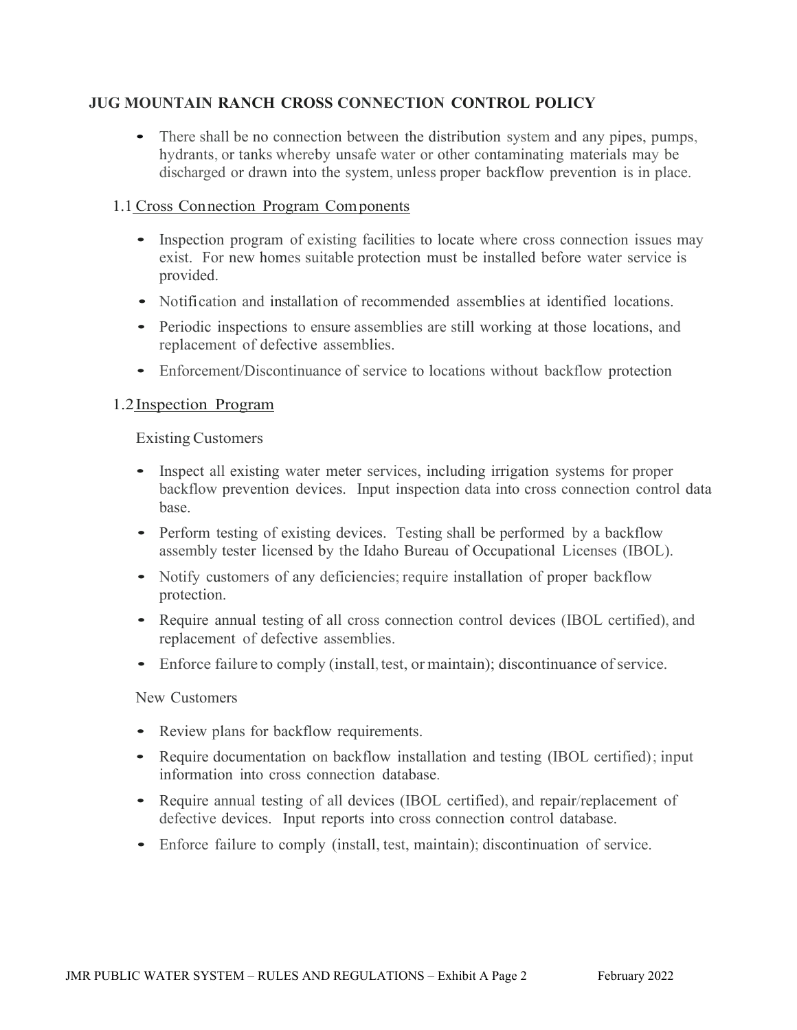# JUG MOUNTAIN RANCH CROSS CONNECTION CONTROL POLICY

- There shall be no connection between the distribution system and any pipes, pumps, hydrants, or tanks whereby unsafe water or other contaminating materials may be discharged or drawn into the system, unless proper backflow prevention is in place.

## 1.1 Cross Connection Program Components

- Inspection program of existing facilities to locate where cross connection issues may exist. For new homes suitable protection must be installed before water service is provided.
- Notification and installation of recommended assemblies at identified locations.
- Periodic inspections to ensure assemblies are still working at those locations, and replacement of defective assemblies.
- Enforcement/Discontinuance of service to locations without backflow protection

## 1.2 Inspection Program

Existing Customers

- Inspect all existing water meter services, including irrigation systems for proper backflow prevention devices. Input inspection data into cross connection control data base.
- Perform testing of existing devices. Testing shall be performed by a backflow assembly tester licensed by the Idaho Bureau of Occupational Licenses (IBOL).
- Notify customers of any deficiencies; require installation of proper backflow protection.
- Require annual testing of all cross connection control devices (IBOL certified), and replacement of defective assemblies.
- Enforce failure to comply (install, test, or maintain); discontinuance of service.

New Customers

- Review plans for backflow requirements.
- Require documentation on backflow installation and testing (IBOL certified); input information into cross connection database.
- Require annual testing of all devices (IBOL certified), and repair/replacement of defective devices. Input reports into cross connection control database.
- Enforce failure to comply (install, test, maintain); discontinuation of service.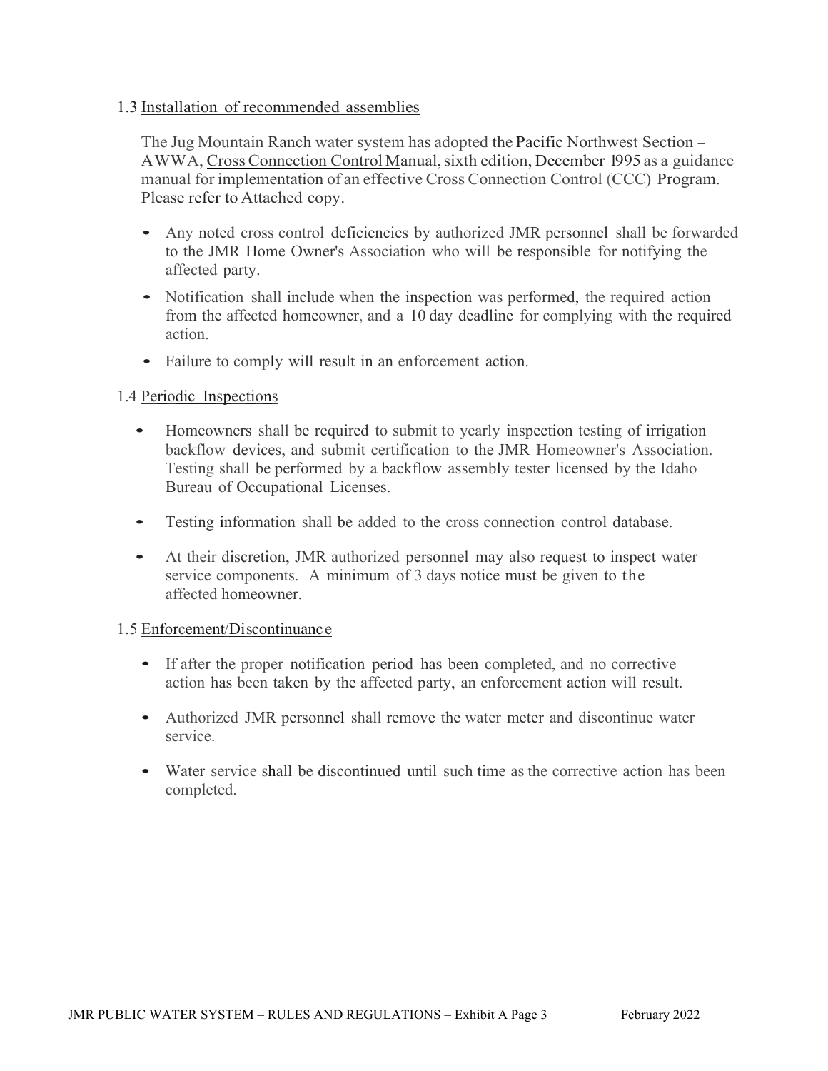### 1.3 Installation of recommended assemblies

The Jug Mountain Ranch water system has adopted the Pacific Northwest Section – AWWA, Cross Connection Control Manual, sixth edition, December 1995 as a guidance manual for implementation of an effective Cross Connection Control (CCC) Program. Please refer to Attached copy.

- Any noted cross control deficiencies by authorized JMR personnel shall be forwarded to the JMR Home Owner's Association who will be responsible for notifying the affected party.
- Notification shall include when the inspection was performed, the required action from the affected homeowner, and a 10 day deadline for complying with the required action.
- Failure to comply will result in an enforcement action.

### 1.4 Periodic Inspections

- Homeowners shall be required to submit to yearly inspection testing of irrigation backflow devices, and submit certification to the JMR Homeowner's Association. Testing shall be performed by a backflow assembly tester licensed by the Idaho Bureau of Occupational Licenses.
- Testing information shall be added to the cross connection control database.
- At their discretion, JMR authorized personnel may also request to inspect water service components. A minimum of 3 days notice must be given to the affected homeowner.

### 1.5 Enforcement/Discontinuance

- If after the proper notification period has been completed, and no corrective action has been taken by the affected party, an enforcement action will result.
- Authorized JMR personnel shall remove the water meter and discontinue water service.
- Water service shall be discontinued until such time as the corrective action has been completed.